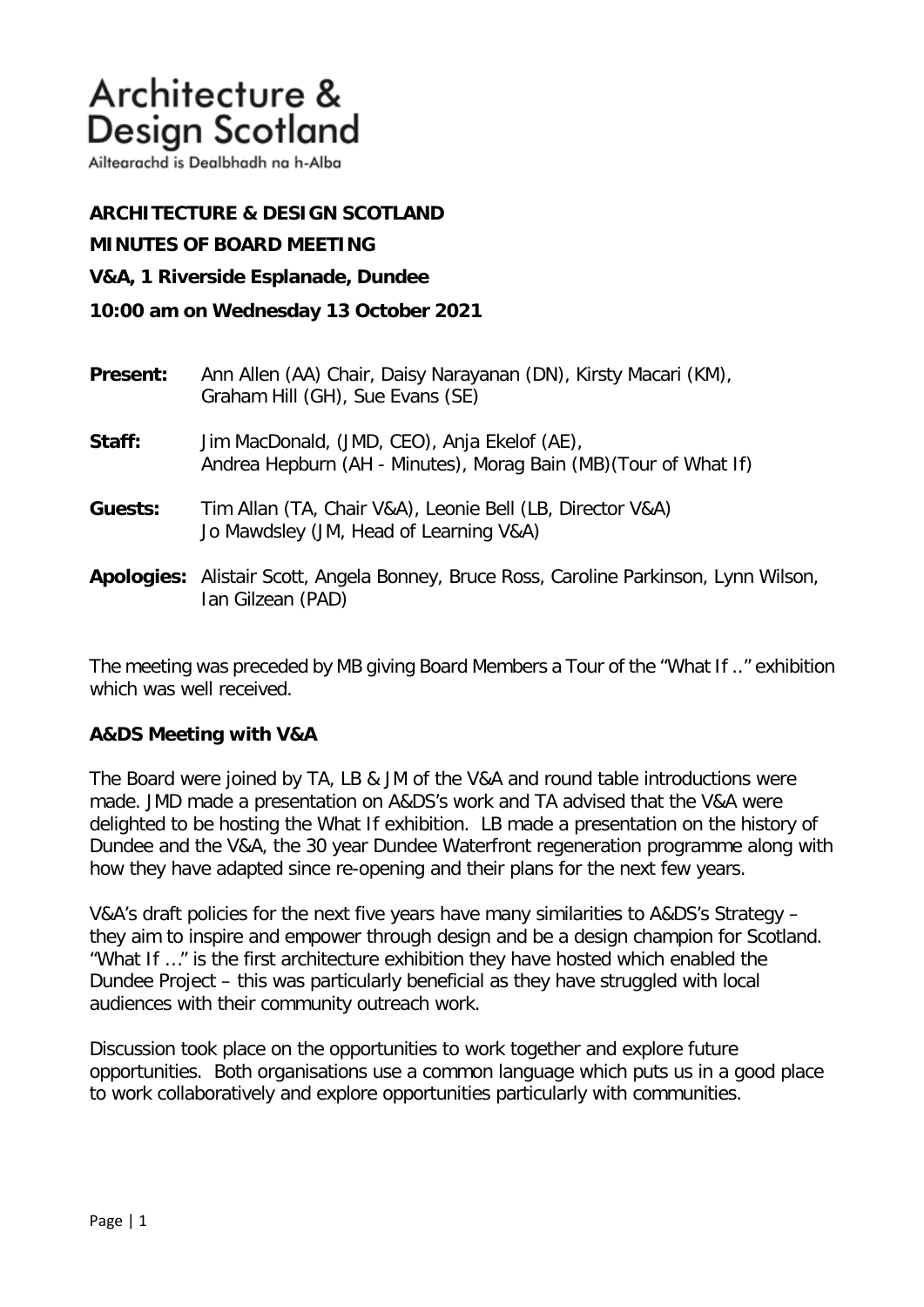# Architecture & Design Scotland

Ailtearachd is Dealbhadh na h-Alba

**ARCHITECTURE & DESIGN SCOTLAND**

**MINUTES OF BOARD MEETING**

**V&A, 1 Riverside Esplanade, Dundee**

**10:00 am on Wednesday 13 October 2021**

**Present:** Ann Allen (AA) Chair, Daisy Narayanan (DN), Kirsty Macari (KM), Graham Hill (GH), Sue Evans (SE)

**Staff:** Jim MacDonald, (JMD, CEO), Anja Ekelof (AE), Andrea Hepburn (AH - Minutes), Morag Bain (MB)(Tour of What If)

**Guests:** Tim Allan (TA, Chair V&A), Leonie Bell (LB, Director V&A) Jo Mawdsley (JM, Head of Learning V&A)

**Apologies:** Alistair Scott, Angela Bonney, Bruce Ross, Caroline Parkinson, Lynn Wilson, Ian Gilzean (PAD)

The meeting was preceded by MB giving Board Members a Tour of the "What If .." exhibition which was well received.

**A&DS Meeting with V&A**

The Board were joined by TA, LB & JM of the V&A and round table introductions were made. JMD made a presentation on A&DS's work and TA advised that the V&A were delighted to be hosting the What If exhibition. LB made a presentation on the history of Dundee and the V&A, the 30 year Dundee Waterfront regeneration programme along with how they have adapted since re-opening and their plans for the next few years.

V&A's draft policies for the next five years have many similarities to A&DS's Strategy – they aim to inspire and empower through design and be a design champion for Scotland. "What If …" is the first architecture exhibition they have hosted which enabled the Dundee Project – this was particularly beneficial as they have struggled with local audiences with their community outreach work.

Discussion took place on the opportunities to work together and explore future opportunities. Both organisations use a common language which puts us in a good place to work collaboratively and explore opportunities particularly with communities.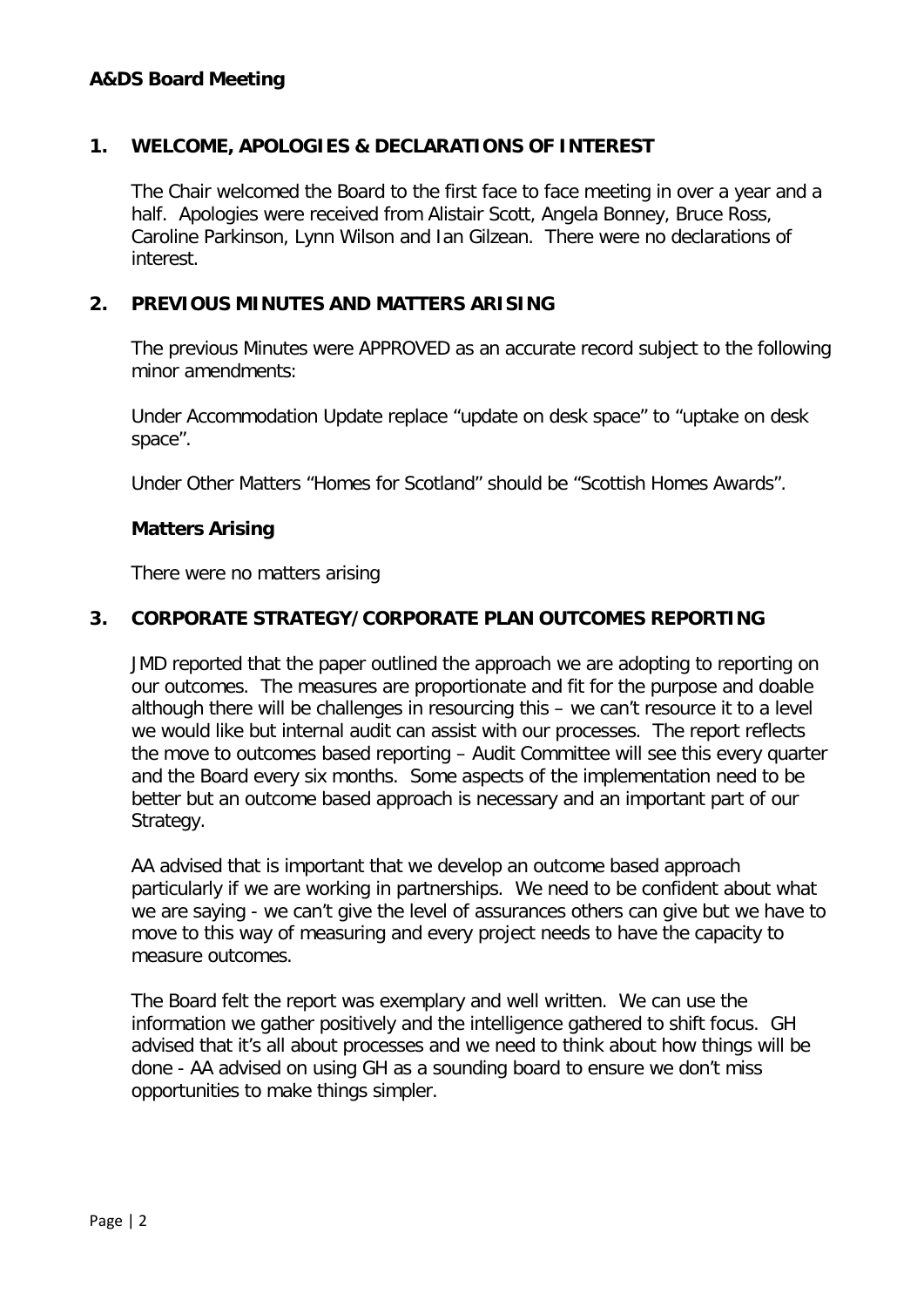**A&DS Board Meeting**

## 1. WELCOME, APOLOGIES & DECLARATIONS OF INTEREST

The Chair welcomed the Board to the first face to face meeting in over a year and a half. Apologies were received from Alistair Scott, Angela Bonney, Bruce Ross, Caroline Parkinson, Lynn Wilson and Ian Gilzean. There were no declarations of interest.

## 2. PREVIOUS MINUTES AND MATTERS ARISING

The previous Minutes were APPROVED as an accurate record subject to the following minor amendments:

Under Accommodation Update replace "update on desk space" to "uptake on desk space".

Under Other Matters "Homes for Scotland" should be "Scottish Homes Awards".

### Matters Arising

There were no matters arising

## 3. CORPORATE STRATEGY/CORPORATE PLAN OUTCOMES REPORTING

JMD reported that the paper outlined the approach we are adopting to reporting on our outcomes. The measures are proportionate and fit for the purpose and doable although there will be challenges in resourcing this – we can't resource it to a level we would like but internal audit can assist with our processes. The report reflects the move to outcomes based reporting – Audit Committee will see this every quarter and the Board every six months. Some aspects of the implementation need to be better but an outcome based approach is necessary and an important part of our Strategy.

AA advised that is important that we develop an outcome based approach particularly if we are working in partnerships. We need to be confident about what we are saying - we can't give the level of assurances others can give but we have to move to this way of measuring and every project needs to have the capacity to measure outcomes.

The Board felt the report was exemplary and well written. We can use the information we gather positively and the intelligence gathered to shift focus. GH advised that it's all about processes and we need to think about how things will be done - AA advised on using GH as a sounding board to ensure we don't miss opportunities to make things simpler.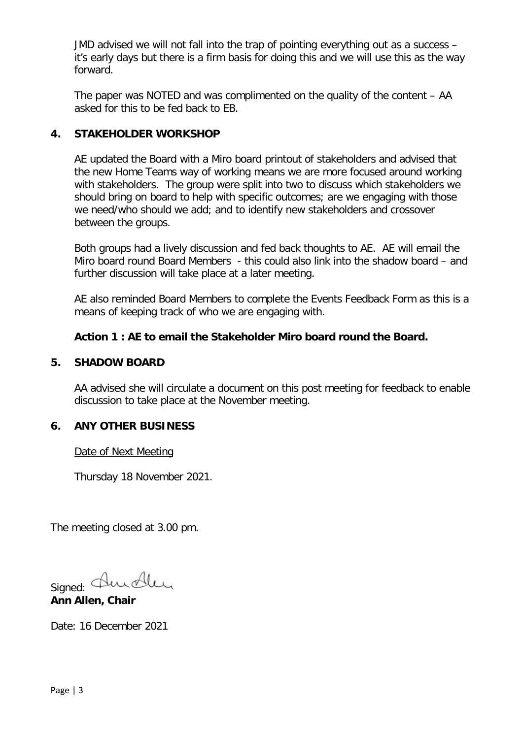JMD advised we will not fall into the trap of pointing everything out as a success – it's early days but there is a firm basis for doing this and we will use this as the way forward.

The paper was NOTED and was complimented on the quality of the content – AA asked for this to be fed back to EB.

## 4. STAKEHOLDER WORKSHOP

AE updated the Board with a Miro board printout of stakeholders and advised that the new Home Teams way of working means we are more focused around working with stakeholders. The group were split into two to discuss which stakeholders we should bring on board to help with specific outcomes; are we engaging with those we need/who should we add; and to identify new stakeholders and crossover between the groups.

Both groups had a lively discussion and fed back thoughts to AE. AE will email the Miro board round Board Members - this could also link into the shadow board – and further discussion will take place at a later meeting.

AE also reminded Board Members to complete the Events Feedback Form as this is a means of keeping track of who we are engaging with.

**Action 1 : AE to email the Stakeholder Miro board round the Board.**

## 5. SHADOW BOARD

AA advised she will circulate a document on this post meeting for feedback to enable discussion to take place at the November meeting.

## 6. ANY OTHER BUSINESS

Date of Next Meeting

Thursday 18 November 2021.

The meeting closed at 3.00 pm.

Signed: Ann Allen

**Ann Allen, Chair**

Date: 16 December 2021